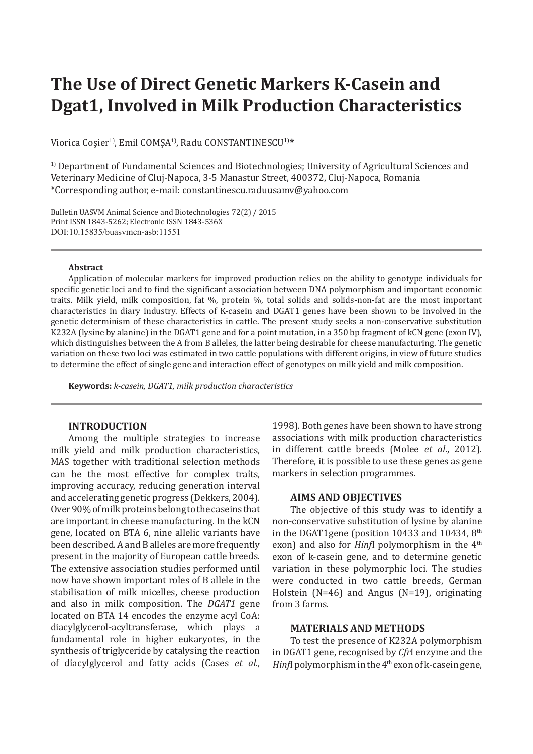# The Use of Direct Genetic Markers K-Casein and Dgat1, Involved in Milk Production Characteristics

Viorica Coșier[1)], Emil COMȘA[1)], Radu CONSTANTINESCU[1)*]

[1)] Department of Fundamental Sciences and Biotechnologies; University of Agricultural Sciences and Veterinary Medicine of Cluj-Napoca, 3-5 Manastur Street, 400372, Cluj-Napoca, Romania
*Corresponding author, e-mail: constantinescu.raduusamv@yahoo.com

Bulletin UASVM Animal Science and Biotechnologies 72(2) / 2015
Print ISSN 1843-5262; Electronic ISSN 1843-536X
DOI:10.15835/buasvmcn-asb:11551

**Abstract**

Application of molecular markers for improved production relies on the ability to genotype individuals for specific genetic loci and to find the significant association between DNA polymorphism and important economic traits. Milk yield, milk composition, fat %, protein %, total solids and solids-non-fat are the most important characteristics in diary industry. Effects of K-casein and DGAT1 genes have been shown to be involved in the genetic determinism of these characteristics in cattle. The present study seeks a non-conservative substitution K232A (lysine by alanine) in the DGAT1 gene and for a point mutation, in a 350 bp fragment of kCN gene (exon IV), which distinguishes between the A from B alleles, the latter being desirable for cheese manufacturing. The genetic variation on these two loci was estimated in two cattle populations with different origins, in view of future studies to determine the effect of single gene and interaction effect of genotypes on milk yield and milk composition.

**Keywords:** *k-casein, DGAT1, milk production characteristics*

## INTRODUCTION

Among the multiple strategies to increase milk yield and milk production characteristics, MAS together with traditional selection methods can be the most effective for complex traits, improving accuracy, reducing generation interval and accelerating genetic progress (Dekkers, 2004). Over 90% of milk proteins belong to the caseins that are important in cheese manufacturing. In the kCN gene, located on BTA 6, nine allelic variants have been described. A and B alleles are more frequently present in the majority of European cattle breeds. The extensive association studies performed until now have shown important roles of B allele in the stabilisation of milk micelles, cheese production and also in milk composition. The *DGAT1* gene located on BTA 14 encodes the enzyme acyl CoA: diacylglycerol-acyltransferase, which plays a fundamental role in higher eukaryotes, in the synthesis of triglyceride by catalysing the reaction of diacylglycerol and fatty acids (Cases *et al*., 1998). Both genes have been shown to have strong associations with milk production characteristics in different cattle breeds (Molee *et al*., 2012). Therefore, it is possible to use these genes as gene markers in selection programmes.

## AIMS AND OBJECTIVES

The objective of this study was to identify a non-conservative substitution of lysine by alanine in the DGAT1gene (position 10433 and 10434, 8$^{th}$ exon) and also for *Hinf*I polymorphism in the 4$^{th}$ exon of k-casein gene, and to determine genetic variation in these polymorphic loci. The studies were conducted in two cattle breeds, German Holstein (N=46) and Angus (N=19), originating from 3 farms.

## MATERIALS AND METHODS

To test the presence of K232A polymorphism in DGAT1 gene, recognised by *Cfr*I enzyme and the *Hinf*I polymorphism in the 4$^{th}$ exon of k-casein gene,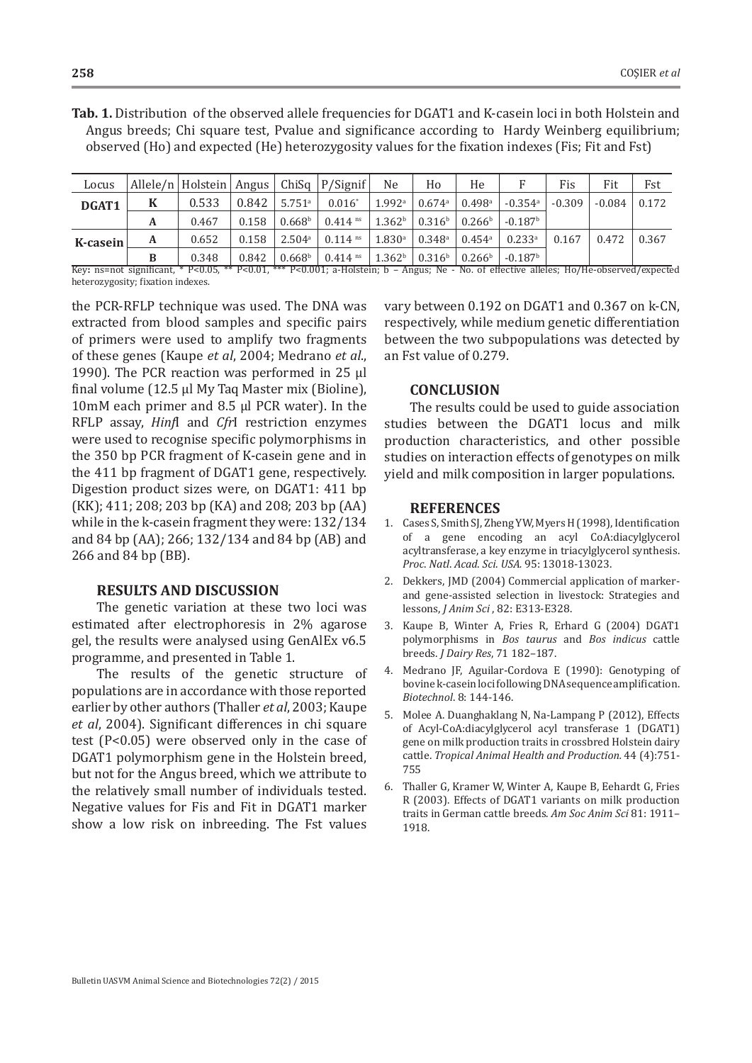**Tab. 1.** Distribution of the observed allele frequencies for DGAT1 and K-casein loci in both Holstein and Angus breeds; Chi square test, Pvalue and significance according to Hardy Weinberg equilibrium; observed (Ho) and expected (He) heterozygosity values for the fixation indexes (Fis; Fit and Fst)

| Locus | Allele/n | Holstein | Angus | ChiSq | P/Signif | Ne | Ho | He | F | Fis | Fit | Fst |
|---|---|---|---|---|---|---|---|---|---|---|---|---|
| **DGAT1** | **K** | 0.533 | 0.842 | 5.751[a] | 0.016[*] | 1.992[a] | 0.674[a] | 0.498[a] | -0.354[a] | -0.309 | -0.084 | 0.172 |
| | **A** | 0.467 | 0.158 | 0.668[b] | 0.414 [ns] | 1.362[b] | 0.316[b] | 0.266[b] | -0.187[b] | | | |
| **K-casein** | **A** | 0.652 | 0.158 | 2.504[a] | 0.114 [ns] | 1.830[a] | 0.348[a] | 0.454[a] | 0.233[a] | 0.167 | 0.472 | 0.367 |
| | **B** | 0.348 | 0.842 | 0.668[b] | 0.414 [ns] | 1.362[b] | 0.316[b] | 0.266[b] | -0.187[b] | | | |

Key: ns=not significant, * P<0.05, ** P<0.01, *** P<0.001; a-Holstein; b – Angus; Ne - No. of effective alleles; Ho/He-observed/expected heterozygosity; fixation indexes.

the PCR-RFLP technique was used. The DNA was extracted from blood samples and specific pairs of primers were used to amplify two fragments of these genes (Kaupe *et al*, 2004; Medrano *et al*., 1990). The PCR reaction was performed in 25 µl final volume (12.5 µl My Taq Master mix (Bioline), 10mM each primer and 8.5 µl PCR water). In the RFLP assay, *Hinf*I and *Cfr*I restriction enzymes were used to recognise specific polymorphisms in the 350 bp PCR fragment of K-casein gene and in the 411 bp fragment of DGAT1 gene, respectively. Digestion product sizes were, on DGAT1: 411 bp (KK); 411; 208; 203 bp (KA) and 208; 203 bp (AA) while in the k-casein fragment they were: 132/134 and 84 bp (AA); 266; 132/134 and 84 bp (AB) and 266 and 84 bp (BB).

## RESULTS AND DISCUSSION

The genetic variation at these two loci was estimated after electrophoresis in 2% agarose gel, the results were analysed using GenAlEx v6.5 programme, and presented in Table 1.

The results of the genetic structure of populations are in accordance with those reported earlier by other authors (Thaller *et al*, 2003; Kaupe *et al*, 2004). Significant differences in chi square test (P<0.05) were observed only in the case of DGAT1 polymorphism gene in the Holstein breed, but not for the Angus breed, which we attribute to the relatively small number of individuals tested. Negative values for Fis and Fit in DGAT1 marker show a low risk on inbreeding. The Fst values vary between 0.192 on DGAT1 and 0.367 on k-CN, respectively, while medium genetic differentiation between the two subpopulations was detected by an Fst value of 0.279.

## CONCLUSION

The results could be used to guide association studies between the DGAT1 locus and milk production characteristics, and other possible studies on interaction effects of genotypes on milk yield and milk composition in larger populations.

## REFERENCES

1. Cases S, Smith SJ, Zheng YW, Myers H (1998), Identification of a gene encoding an acyl CoA:diacylglycerol acyltransferase, a key enzyme in triacylglycerol synthesis. *Proc. Natl. Acad. Sci. USA.* 95: 13018-13023.
2. Dekkers, JMD (2004) Commercial application of marker- and gene-assisted selection in livestock: Strategies and lessons, *J Anim Sci* , 82: E313-E328.
3. Kaupe B, Winter A, Fries R, Erhard G (2004) DGAT1 polymorphisms in *Bos taurus* and *Bos indicus* cattle breeds. *J Dairy Res*, 71 182–187.
4. Medrano JF, Aguilar-Cordova E (1990): Genotyping of bovine k-casein loci following DNA sequence amplification. *Biotechnol*. 8: 144-146.
5. Molee A. Duanghaklang N, Na-Lampang P (2012), Effects of Acyl-CoA:diacylglycerol acyl transferase 1 (DGAT1) gene on milk production traits in crossbred Holstein dairy cattle. *Tropical Animal Health and Production.* 44 (4):751-755
6. Thaller G, Kramer W, Winter A, Kaupe B, Eehardt G, Fries R (2003). Effects of DGAT1 variants on milk production traits in German cattle breeds. *Am Soc Anim Sci* 81: 1911–1918.